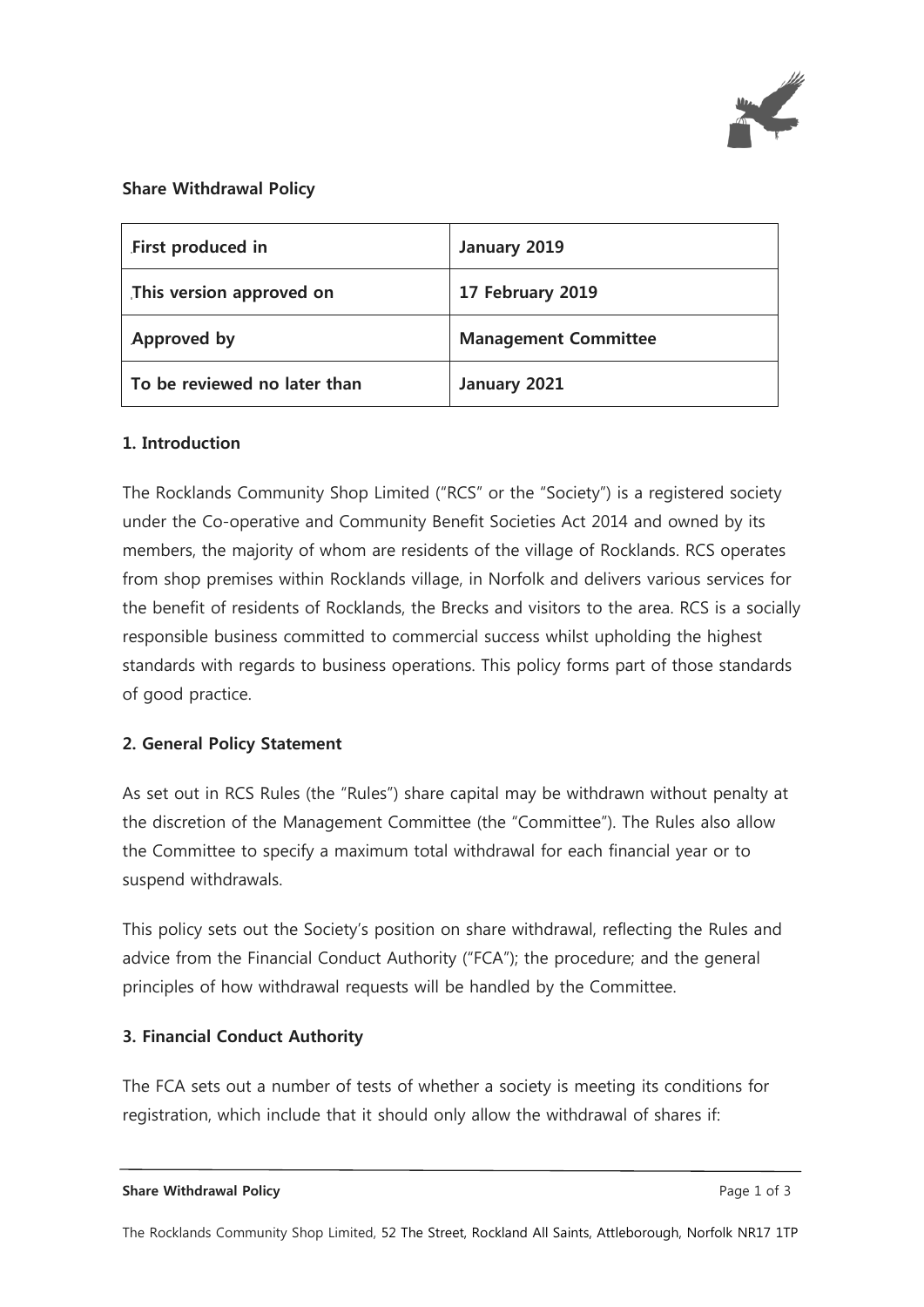**Share Withdrawal Policy**

| First produced in | January 2019 |
| --- | --- |
| This version approved on | 17 February 2019 |
| Approved by | Management Committee |
| To be reviewed no later than | January 2021 |

## 1. Introduction

The Rocklands Community Shop Limited ("RCS" or the "Society") is a registered society under the Co-operative and Community Benefit Societies Act 2014 and owned by its members, the majority of whom are residents of the village of Rocklands. RCS operates from shop premises within Rocklands village, in Norfolk and delivers various services for the benefit of residents of Rocklands, the Brecks and visitors to the area. RCS is a socially responsible business committed to commercial success whilst upholding the highest standards with regards to business operations. This policy forms part of those standards of good practice.

## 2. General Policy Statement

As set out in RCS Rules (the "Rules") share capital may be withdrawn without penalty at the discretion of the Management Committee (the "Committee"). The Rules also allow the Committee to specify a maximum total withdrawal for each financial year or to suspend withdrawals.

This policy sets out the Society's position on share withdrawal, reflecting the Rules and advice from the Financial Conduct Authority ("FCA"); the procedure; and the general principles of how withdrawal requests will be handled by the Committee.

## 3. Financial Conduct Authority

The FCA sets out a number of tests of whether a society is meeting its conditions for registration, which include that it should only allow the withdrawal of shares if: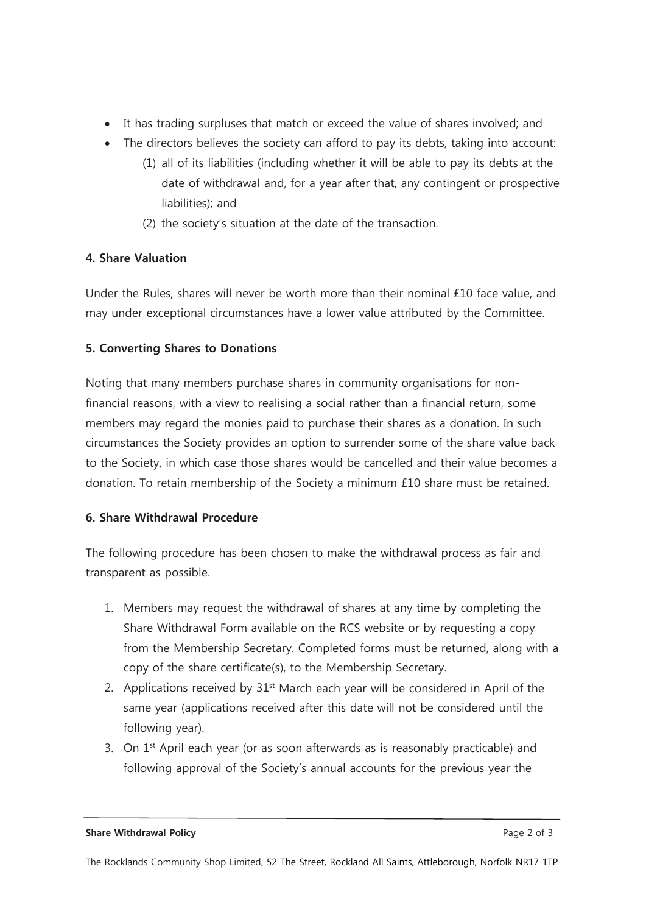- It has trading surpluses that match or exceed the value of shares involved; and
- The directors believes the society can afford to pay its debts, taking into account:
  (1) all of its liabilities (including whether it will be able to pay its debts at the date of withdrawal and, for a year after that, any contingent or prospective liabilities); and
  (2) the society's situation at the date of the transaction.

**4. Share Valuation**

Under the Rules, shares will never be worth more than their nominal £10 face value, and may under exceptional circumstances have a lower value attributed by the Committee.

**5. Converting Shares to Donations**

Noting that many members purchase shares in community organisations for non-financial reasons, with a view to realising a social rather than a financial return, some members may regard the monies paid to purchase their shares as a donation. In such circumstances the Society provides an option to surrender some of the share value back to the Society, in which case those shares would be cancelled and their value becomes a donation. To retain membership of the Society a minimum £10 share must be retained.

**6. Share Withdrawal Procedure**

The following procedure has been chosen to make the withdrawal process as fair and transparent as possible.

1. Members may request the withdrawal of shares at any time by completing the Share Withdrawal Form available on the RCS website or by requesting a copy from the Membership Secretary. Completed forms must be returned, along with a copy of the share certificate(s), to the Membership Secretary.
2. Applications received by 31st March each year will be considered in April of the same year (applications received after this date will not be considered until the following year).
3. On 1st April each year (or as soon afterwards as is reasonably practicable) and following approval of the Society's annual accounts for the previous year the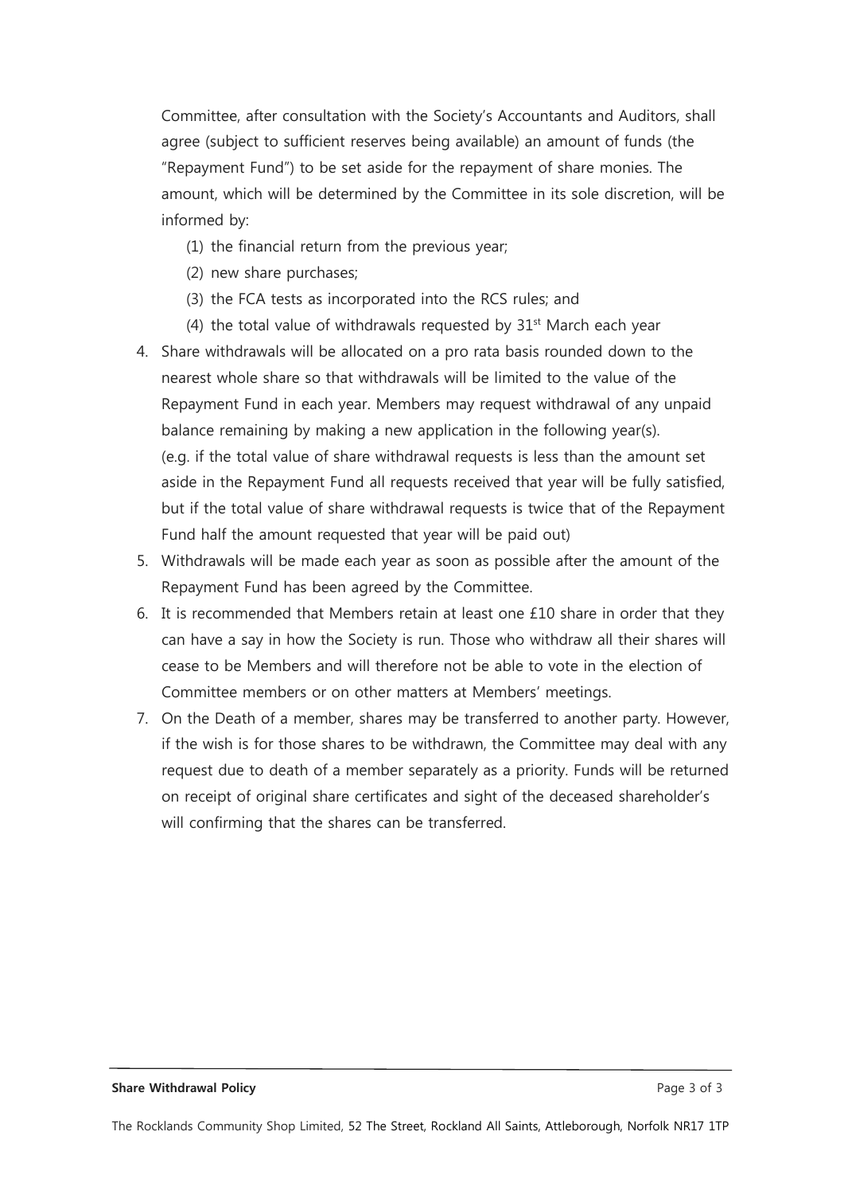Committee, after consultation with the Society's Accountants and Auditors, shall agree (subject to sufficient reserves being available) an amount of funds (the "Repayment Fund") to be set aside for the repayment of share monies. The amount, which will be determined by the Committee in its sole discretion, will be informed by:

(1) the financial return from the previous year;
(2) new share purchases;
(3) the FCA tests as incorporated into the RCS rules; and
(4) the total value of withdrawals requested by 31st March each year

4. Share withdrawals will be allocated on a pro rata basis rounded down to the nearest whole share so that withdrawals will be limited to the value of the Repayment Fund in each year. Members may request withdrawal of any unpaid balance remaining by making a new application in the following year(s). (e.g. if the total value of share withdrawal requests is less than the amount set aside in the Repayment Fund all requests received that year will be fully satisfied, but if the total value of share withdrawal requests is twice that of the Repayment Fund half the amount requested that year will be paid out)
5. Withdrawals will be made each year as soon as possible after the amount of the Repayment Fund has been agreed by the Committee.
6. It is recommended that Members retain at least one £10 share in order that they can have a say in how the Society is run. Those who withdraw all their shares will cease to be Members and will therefore not be able to vote in the election of Committee members or on other matters at Members' meetings.
7. On the Death of a member, shares may be transferred to another party. However, if the wish is for those shares to be withdrawn, the Committee may deal with any request due to death of a member separately as a priority. Funds will be returned on receipt of original share certificates and sight of the deceased shareholder's will confirming that the shares can be transferred.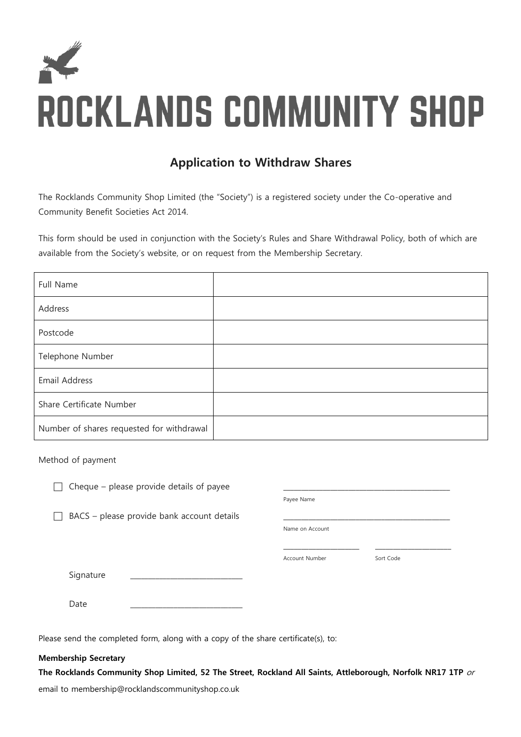# ROCKLANDS COMMUNITY SHOP

## Application to Withdraw Shares

The Rocklands Community Shop Limited (the "Society") is a registered society under the Co-operative and Community Benefit Societies Act 2014.

This form should be used in conjunction with the Society's Rules and Share Withdrawal Policy, both of which are available from the Society's website, or on request from the Membership Secretary.

| | |
|---|---|
| Full Name | |
| Address | |
| Postcode | |
| Telephone Number | |
| Email Address | |
| Share Certificate Number | |
| Number of shares requested for withdrawal | |

Method of payment

☐ Cheque – please provide details of payee

\_\_\_\_\_\_\_\_\_\_\_\_\_\_\_\_\_\_\_\_\_\_\_\_\_\_\_\_\_\_
Payee Name

☐ BACS – please provide bank account details

\_\_\_\_\_\_\_\_\_\_\_\_\_\_\_\_\_\_\_\_\_\_\_\_\_\_\_\_\_\_
Name on Account

\_\_\_\_\_\_\_\_\_\_\_\_\_\_\_ \_\_\_\_\_\_\_\_\_\_\_\_\_\_\_
Account Number Sort Code

Signature \_\_\_\_\_\_\_\_\_\_\_\_\_\_\_\_\_\_\_\_\_\_\_\_

Date \_\_\_\_\_\_\_\_\_\_\_\_\_\_\_\_\_\_\_\_\_\_\_\_

Please send the completed form, along with a copy of the share certificate(s), to:

**Membership Secretary**

**The Rocklands Community Shop Limited, 52 The Street, Rockland All Saints, Attleborough, Norfolk NR17 1TP** *or*

email to membership@rocklandscommunityshop.co.uk